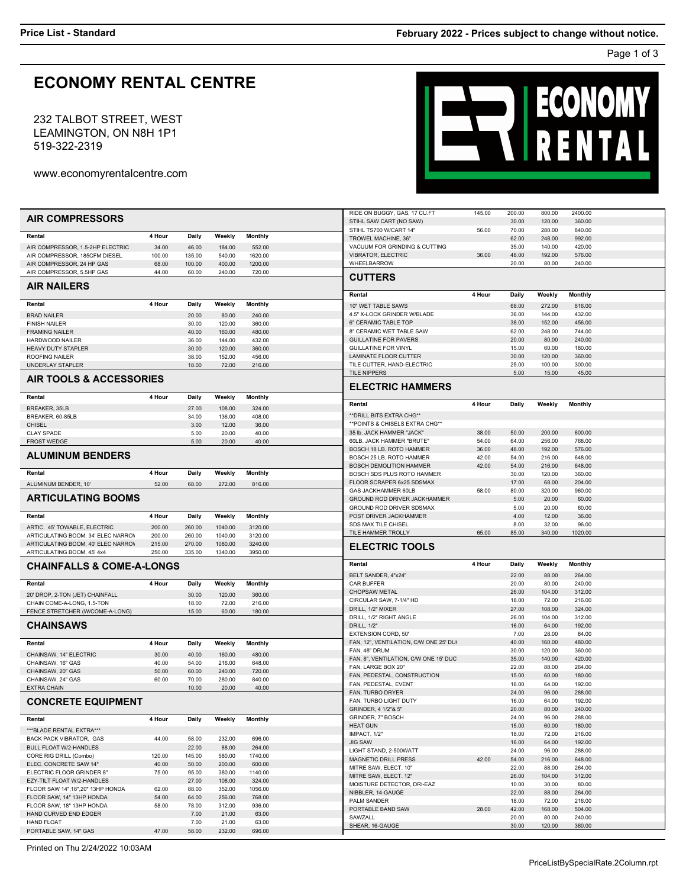# ECONOMY RENTAL CENTRE

232 TALBOT STREET, WEST
LEAMINGTON, ON N8H 1P1
519-322-2319

www.economyrentalcentre.com

**Price List - Standard**

**February 2022 - Prices subject to change without notice.**

## AIR COMPRESSORS

| Rental | 4 Hour | Daily | Weekly | Monthly |
|---|---|---|---|---|
| AIR COMPRESSOR, 1.5-2HP ELECTRIC | 34.00 | 46.00 | 184.00 | 552.00 |
| AIR COMPRESSOR, 185CFM DIESEL | 100.00 | 135.00 | 540.00 | 1620.00 |
| AIR COMPRESSOR, 24 HP GAS | 68.00 | 100.00 | 400.00 | 1200.00 |
| AIR COMPRESSOR, 5.5HP GAS | 44.00 | 60.00 | 240.00 | 720.00 |

## AIR NAILERS

| Rental | 4 Hour | Daily | Weekly | Monthly |
|---|---|---|---|---|
| BRAD NAILER | | 20.00 | 80.00 | 240.00 |
| FINISH NAILER | | 30.00 | 120.00 | 360.00 |
| FRAMING NAILER | | 40.00 | 160.00 | 480.00 |
| HARDWOOD NAILER | | 36.00 | 144.00 | 432.00 |
| HEAVY DUTY STAPLER | | 30.00 | 120.00 | 360.00 |
| ROOFING NAILER | | 38.00 | 152.00 | 456.00 |
| UNDERLAY STAPLER | | 18.00 | 72.00 | 216.00 |

## AIR TOOLS & ACCESSORIES

| Rental | 4 Hour | Daily | Weekly | Monthly |
|---|---|---|---|---|
| BREAKER, 35LB | | 27.00 | 108.00 | 324.00 |
| BREAKER, 60-85LB | | 34.00 | 136.00 | 408.00 |
| CHISEL | | 3.00 | 12.00 | 36.00 |
| CLAY SPADE | | 5.00 | 20.00 | 40.00 |
| FROST WEDGE | | 5.00 | 20.00 | 40.00 |

## ALUMINUM BENDERS

| Rental | 4 Hour | Daily | Weekly | Monthly |
|---|---|---|---|---|
| ALUMINUM BENDER, 10' | 52.00 | 68.00 | 272.00 | 816.00 |

## ARTICULATING BOOMS

| Rental | 4 Hour | Daily | Weekly | Monthly |
|---|---|---|---|---|
| ARTIC. 45' TOWABLE, ELECTRIC | 200.00 | 260.00 | 1040.00 | 3120.00 |
| ARTICULATING BOOM, 34' ELEC NARROV | 200.00 | 260.00 | 1040.00 | 3120.00 |
| ARTICULATING BOOM, 40' ELEC NARROV | 215.00 | 270.00 | 1080.00 | 3240.00 |
| ARTICULATING BOOM, 45' 4x4 | 250.00 | 335.00 | 1340.00 | 3950.00 |

## CHAINFALLS & COME-A-LONGS

| Rental | 4 Hour | Daily | Weekly | Monthly |
|---|---|---|---|---|
| 20' DROP, 2-TON (JET) CHAINFALL | | 30.00 | 120.00 | 360.00 |
| CHAIN COME-A-LONG, 1.5-TON | | 18.00 | 72.00 | 216.00 |
| FENCE STRETCHER (W/COME-A-LONG) | | 15.00 | 60.00 | 180.00 |

## CHAINSAWS

| Rental | 4 Hour | Daily | Weekly | Monthly |
|---|---|---|---|---|
| CHAINSAW, 14" ELECTRIC | 30.00 | 40.00 | 160.00 | 480.00 |
| CHAINSAW, 16" GAS | 40.00 | 54.00 | 216.00 | 648.00 |
| CHAINSAW, 20" GAS | 50.00 | 60.00 | 240.00 | 720.00 |
| CHAINSAW, 24" GAS | 60.00 | 70.00 | 280.00 | 840.00 |
| EXTRA CHAIN | | 10.00 | 20.00 | 40.00 |

## CONCRETE EQUIPMENT

| Rental | 4 Hour | Daily | Weekly | Monthly |
|---|---|---|---|---|
| ***BLADE RENTAL EXTRA*** | | | | |
| BACK PACK VIBRATOR, GAS | 44.00 | 58.00 | 232.00 | 696.00 |
| BULL FLOAT W/2-HANDLES | | 22.00 | 88.00 | 264.00 |
| CORE RIG DRILL (Combo) | 120.00 | 145.00 | 580.00 | 1740.00 |
| ELEC. CONCRETE SAW 14" | 40.00 | 50.00 | 200.00 | 600.00 |
| ELECTRIC FLOOR GRINDER 8" | 75.00 | 95.00 | 380.00 | 1140.00 |
| EZY-TILT FLOAT W/2-HANDLES | | 27.00 | 108.00 | 324.00 |
| FLOOR SAW 14",18",20" 13HP HONDA | 62.00 | 88.00 | 352.00 | 1056.00 |
| FLOOR SAW, 14" 13HP HONDA | 54.00 | 64.00 | 256.00 | 768.00 |
| FLOOR SAW, 18" 13HP HONDA | 58.00 | 78.00 | 312.00 | 936.00 |
| HAND CURVED END EDGER | | 7.00 | 21.00 | 63.00 |
| HAND FLOAT | | 7.00 | 21.00 | 63.00 |
| PORTABLE SAW, 14" GAS | 47.00 | 58.00 | 232.00 | 696.00 |
| RIDE ON BUGGY, GAS, 17 CU.FT | 145.00 | 200.00 | 800.00 | 2400.00 |
| STIHL SAW CART (NO SAW) | | 30.00 | 120.00 | 360.00 |
| STIHL TS700 W/CART 14" | 56.00 | 70.00 | 280.00 | 840.00 |
| TROWEL MACHINE, 36" | | 62.00 | 248.00 | 992.00 |
| VACUUM FOR GRINDING & CUTTING | | 35.00 | 140.00 | 420.00 |
| VIBRATOR, ELECTRIC | 36.00 | 48.00 | 192.00 | 576.00 |
| WHEELBARROW | | 20.00 | 80.00 | 240.00 |

## CUTTERS

| Rental | 4 Hour | Daily | Weekly | Monthly |
|---|---|---|---|---|
| 10" WET TABLE SAWS | | 68.00 | 272.00 | 816.00 |
| 4.5" X-LOCK GRINDER W/BLADE | | 36.00 | 144.00 | 432.00 |
| 6" CERAMIC TABLE TOP | | 38.00 | 152.00 | 456.00 |
| 8" CERAMIC WET TABLE SAW | | 62.00 | 248.00 | 744.00 |
| GUILLATINE FOR PAVERS | | 20.00 | 80.00 | 240.00 |
| GUILLATINE FOR VINYL | | 15.00 | 60.00 | 180.00 |
| LAMINATE FLOOR CUTTER | | 30.00 | 120.00 | 360.00 |
| TILE CUTTER, HAND-ELECTRIC | | 25.00 | 100.00 | 300.00 |
| TILE NIPPERS | | 5.00 | 15.00 | 45.00 |

## ELECTRIC HAMMERS

| Rental | 4 Hour | Daily | Weekly | Monthly |
|---|---|---|---|---|
| **DRILL BITS EXTRA CHG** | | | | |
| **POINTS & CHISELS EXTRA CHG** | | | | |
| 35 lb. JACK HAMMER "JACK" | 38.00 | 50.00 | 200.00 | 600.00 |
| 60LB. JACK HAMMER "BRUTE" | 54.00 | 64.00 | 256.00 | 768.00 |
| BOSCH 18 LB. ROTO HAMMER | 36.00 | 48.00 | 192.00 | 576.00 |
| BOSCH 25 LB. ROTO HAMMER | 42.00 | 54.00 | 216.00 | 648.00 |
| BOSCH DEMOLITION HAMMER | 42.00 | 54.00 | 216.00 | 648.00 |
| BOSCH SDS PLUS ROTO HAMMER | | 30.00 | 120.00 | 360.00 |
| FLOOR SCRAPER 6x25 SDSMAX | | 17.00 | 68.00 | 204.00 |
| GAS JACKHAMMER 60LB. | 58.00 | 80.00 | 320.00 | 960.00 |
| GROUND ROD DRIVER JACKHAMMER | | 5.00 | 20.00 | 60.00 |
| GROUND ROD DRIVER SDSMAX | | 5.00 | 20.00 | 60.00 |
| POST DRIVER JACKHAMMER | | 4.00 | 12.00 | 36.00 |
| SDS MAX TILE CHISEL | | 8.00 | 32.00 | 96.00 |
| TILE HAMMER TROLLY | 65.00 | 85.00 | 340.00 | 1020.00 |

## ELECTRIC TOOLS

| Rental | 4 Hour | Daily | Weekly | Monthly |
|---|---|---|---|---|
| BELT SANDER, 4"x24" | | 22.00 | 88.00 | 264.00 |
| CAR BUFFER | | 20.00 | 80.00 | 240.00 |
| CHOPSAW METAL | | 26.00 | 104.00 | 312.00 |
| CIRCULAR SAW, 7-1/4" HD | | 18.00 | 72.00 | 216.00 |
| DRILL, 1/2" MIXER | | 27.00 | 108.00 | 324.00 |
| DRILL, 1/2" RIGHT ANGLE | | 26.00 | 104.00 | 312.00 |
| DRILL, 1/2" | | 16.00 | 64.00 | 192.00 |
| EXTENSION CORD, 50' | | 7.00 | 28.00 | 84.00 |
| FAN, 12", VENTILATION, C/W ONE 25' DU( | | 40.00 | 160.00 | 480.00 |
| FAN, 48" DRUM | | 30.00 | 120.00 | 360.00 |
| FAN, 8", VENTILATION, C/W ONE 15' DUC | | 35.00 | 140.00 | 420.00 |
| FAN, LARGE BOX 20" | | 22.00 | 88.00 | 264.00 |
| FAN, PEDESTAL, CONSTRUCTION | | 15.00 | 60.00 | 180.00 |
| FAN, PEDESTAL, EVENT | | 16.00 | 64.00 | 192.00 |
| FAN, TURBO DRYER | | 24.00 | 96.00 | 288.00 |
| FAN, TURBO LIGHT DUTY | | 16.00 | 64.00 | 192.00 |
| GRINDER, 4 1/2"& 5" | | 20.00 | 80.00 | 240.00 |
| GRINDER, 7" BOSCH | | 24.00 | 96.00 | 288.00 |
| HEAT GUN | | 15.00 | 60.00 | 180.00 |
| IMPACT, 1/2" | | 18.00 | 72.00 | 216.00 |
| JIG SAW | | 16.00 | 64.00 | 192.00 |
| LIGHT STAND, 2-500WATT | | 24.00 | 96.00 | 288.00 |
| MAGNETIC DRILL PRESS | 42.00 | 54.00 | 216.00 | 648.00 |
| MITRE SAW, ELECT. 10" | | 22.00 | 88.00 | 264.00 |
| MITRE SAW, ELECT. 12" | | 26.00 | 104.00 | 312.00 |
| MOISTURE DETECTOR, DRI-EAZ | | 10.00 | 30.00 | 80.00 |
| NIBBLER, 14-GAUGE | | 22.00 | 88.00 | 264.00 |
| PALM SANDER | | 18.00 | 72.00 | 216.00 |
| PORTABLE BAND SAW | 28.00 | 42.00 | 168.00 | 504.00 |
| SAWZALL | | 20.00 | 80.00 | 240.00 |
| SHEAR, 16-GAUGE | | 30.00 | 120.00 | 360.00 |

Printed on Thu 2/24/2022 10:03AM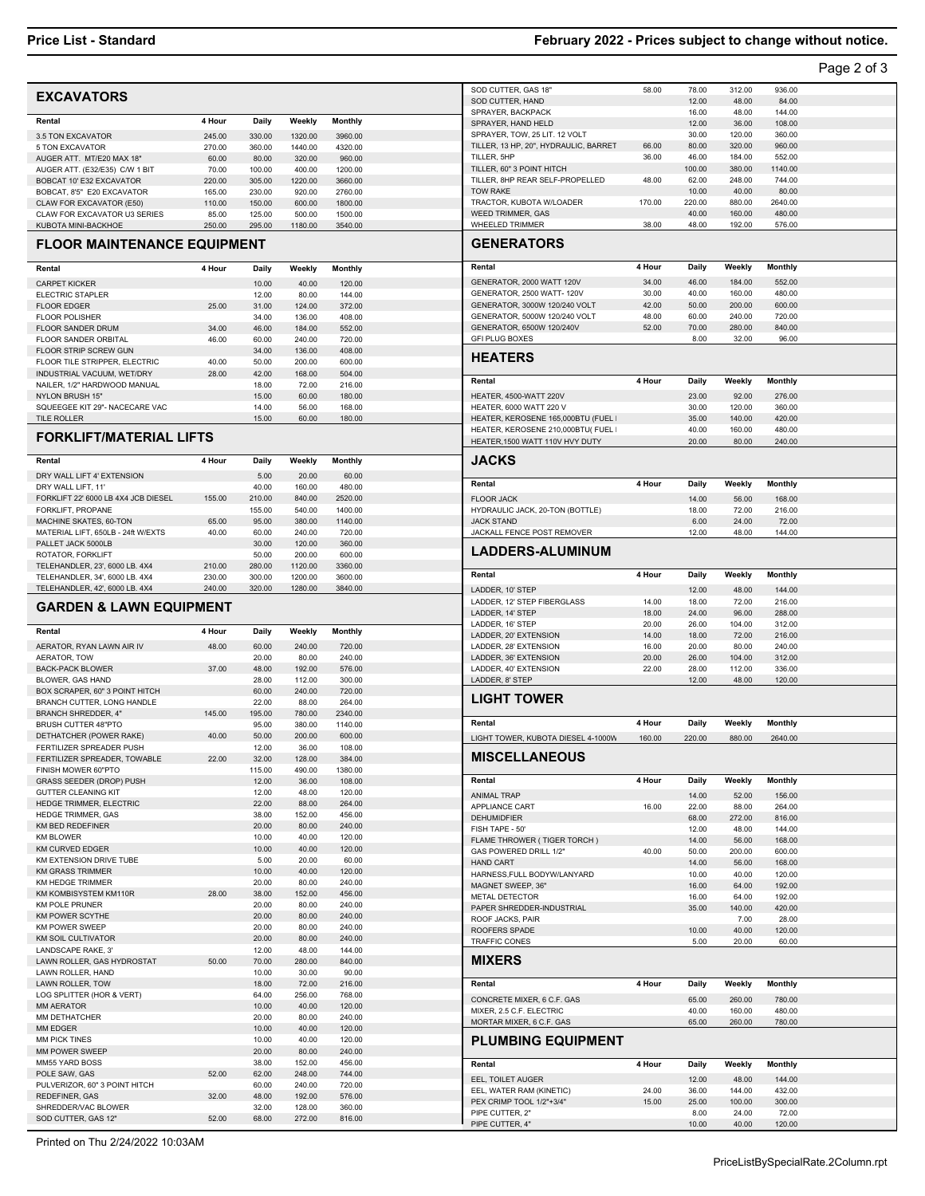**Price List - Standard** | **February 2022 - Prices subject to change without notice.**

## EXCAVATORS

| Rental | 4 Hour | Daily | Weekly | Monthly |
|---|---|---|---|---|
| 3.5 TON EXCAVATOR | 245.00 | 330.00 | 1320.00 | 3960.00 |
| 5 TON EXCAVATOR | 270.00 | 360.00 | 1440.00 | 4320.00 |
| AUGER ATT. MT/E20 MAX 18" | 60.00 | 80.00 | 320.00 | 960.00 |
| AUGER ATT. (E32/E35) C/W 1 BIT | 70.00 | 100.00 | 400.00 | 1200.00 |
| BOBCAT 10' E32 EXCAVATOR | 220.00 | 305.00 | 1220.00 | 3660.00 |
| BOBCAT, 8'5" E20 EXCAVATOR | 165.00 | 230.00 | 920.00 | 2760.00 |
| CLAW FOR EXCAVATOR (E50) | 110.00 | 150.00 | 600.00 | 1800.00 |
| CLAW FOR EXCAVATOR U3 SERIES | 85.00 | 125.00 | 500.00 | 1500.00 |
| KUBOTA MINI-BACKHOE | 250.00 | 295.00 | 1180.00 | 3540.00 |

## FLOOR MAINTENANCE EQUIPMENT

| Rental | 4 Hour | Daily | Weekly | Monthly |
|---|---|---|---|---|
| CARPET KICKER | | 10.00 | 40.00 | 120.00 |
| ELECTRIC STAPLER | | 12.00 | 80.00 | 144.00 |
| FLOOR EDGER | 25.00 | 31.00 | 124.00 | 372.00 |
| FLOOR POLISHER | | 34.00 | 136.00 | 408.00 |
| FLOOR SANDER DRUM | 34.00 | 46.00 | 184.00 | 552.00 |
| FLOOR SANDER ORBITAL | 46.00 | 60.00 | 240.00 | 720.00 |
| FLOOR STRIP SCREW GUN | | 34.00 | 136.00 | 408.00 |
| FLOOR TILE STRIPPER, ELECTRIC | 40.00 | 50.00 | 200.00 | 600.00 |
| INDUSTRIAL VACUUM, WET/DRY | 28.00 | 42.00 | 168.00 | 504.00 |
| NAILER, 1/2" HARDWOOD MANUAL | | 18.00 | 72.00 | 216.00 |
| NYLON BRUSH 15" | | 15.00 | 60.00 | 180.00 |
| SQUEEGEE KIT 29"- NACECARE VAC | | 14.00 | 56.00 | 168.00 |
| TILE ROLLER | | 15.00 | 60.00 | 180.00 |

## FORKLIFT/MATERIAL LIFTS

| Rental | 4 Hour | Daily | Weekly | Monthly |
|---|---|---|---|---|
| DRY WALL LIFT 4' EXTENSION | | 5.00 | 20.00 | 60.00 |
| DRY WALL LIFT, 11' | | 40.00 | 160.00 | 480.00 |
| FORKLIFT 22' 6000 LB 4X4 JCB DIESEL | 155.00 | 210.00 | 840.00 | 2520.00 |
| FORKLIFT, PROPANE | | 155.00 | 540.00 | 1400.00 |
| MACHINE SKATES, 60-TON | 65.00 | 95.00 | 380.00 | 1140.00 |
| MATERIAL LIFT, 650LB - 24ft W/EXTS | 40.00 | 60.00 | 240.00 | 720.00 |
| PALLET JACK 5000LB | | 30.00 | 120.00 | 360.00 |
| ROTATOR, FORKLIFT | | 50.00 | 200.00 | 600.00 |
| TELEHANDLER, 23', 6000 LB. 4X4 | 210.00 | 280.00 | 1120.00 | 3360.00 |
| TELEHANDLER, 34', 6000 LB. 4X4 | 230.00 | 300.00 | 1200.00 | 3600.00 |
| TELEHANDLER, 42', 6000 LB. 4X4 | 240.00 | 320.00 | 1280.00 | 3840.00 |

## GARDEN & LAWN EQUIPMENT

| Rental | 4 Hour | Daily | Weekly | Monthly |
|---|---|---|---|---|
| AERATOR, RYAN LAWN AIR IV | 48.00 | 60.00 | 240.00 | 720.00 |
| AERATOR, TOW | | 20.00 | 80.00 | 240.00 |
| BACK-PACK BLOWER | 37.00 | 48.00 | 192.00 | 576.00 |
| BLOWER, GAS HAND | | 28.00 | 112.00 | 300.00 |
| BOX SCRAPER, 60" 3 POINT HITCH | | 60.00 | 240.00 | 720.00 |
| BRANCH CUTTER, LONG HANDLE | | 22.00 | 88.00 | 264.00 |
| BRANCH SHREDDER, 4" | 145.00 | 195.00 | 780.00 | 2340.00 |
| BRUSH CUTTER 48"PTO | | 95.00 | 380.00 | 1140.00 |
| DETHATCHER (POWER RAKE) | 40.00 | 50.00 | 200.00 | 600.00 |
| FERTILIZER SPREADER PUSH | | 12.00 | 36.00 | 108.00 |
| FERTILIZER SPREADER, TOWABLE | 22.00 | 32.00 | 128.00 | 384.00 |
| FINISH MOWER 60"PTO | | 115.00 | 490.00 | 1380.00 |
| GRASS SEEDER (DROP) PUSH | | 12.00 | 36.00 | 108.00 |
| GUTTER CLEANING KIT | | 12.00 | 48.00 | 120.00 |
| HEDGE TRIMMER, ELECTRIC | | 22.00 | 88.00 | 264.00 |
| HEDGE TRIMMER, GAS | | 38.00 | 152.00 | 456.00 |
| KM BED REDEFINER | | 20.00 | 80.00 | 240.00 |
| KM BLOWER | | 10.00 | 40.00 | 120.00 |
| KM CURVED EDGER | | 10.00 | 40.00 | 120.00 |
| KM EXTENSION DRIVE TUBE | | 5.00 | 20.00 | 60.00 |
| KM GRASS TRIMMER | | 10.00 | 40.00 | 120.00 |
| KM HEDGE TRIMMER | | 20.00 | 80.00 | 240.00 |
| KM KOMBISYSTEM KM110R | 28.00 | 38.00 | 152.00 | 456.00 |
| KM POLE PRUNER | | 20.00 | 80.00 | 240.00 |
| KM POWER SCYTHE | | 20.00 | 80.00 | 240.00 |
| KM POWER SWEEP | | 20.00 | 80.00 | 240.00 |
| KM SOIL CULTIVATOR | | 20.00 | 80.00 | 240.00 |
| LANDSCAPE RAKE, 3' | | 12.00 | 48.00 | 144.00 |
| LAWN ROLLER, GAS HYDROSTAT | 50.00 | 70.00 | 280.00 | 840.00 |
| LAWN ROLLER, HAND | | 10.00 | 30.00 | 90.00 |
| LAWN ROLLER, TOW | | 18.00 | 72.00 | 216.00 |
| LOG SPLITTER (HOR & VERT) | | 64.00 | 256.00 | 768.00 |
| MM AERATOR | | 10.00 | 40.00 | 120.00 |
| MM DETHATCHER | | 20.00 | 80.00 | 240.00 |
| MM EDGER | | 10.00 | 40.00 | 120.00 |
| MM PICK TINES | | 10.00 | 40.00 | 120.00 |
| MM POWER SWEEP | | 20.00 | 80.00 | 240.00 |
| MM55 YARD BOSS | | 38.00 | 152.00 | 456.00 |
| POLE SAW, GAS | 52.00 | 62.00 | 248.00 | 744.00 |
| PULVERIZOR, 60" 3 POINT HITCH | | 60.00 | 240.00 | 720.00 |
| REDEFINER, GAS | 32.00 | 48.00 | 192.00 | 576.00 |
| SHREDDER/VAC BLOWER | | 32.00 | 128.00 | 360.00 |
| SOD CUTTER, GAS 12" | 52.00 | 68.00 | 272.00 | 816.00 |
| SOD CUTTER, GAS 18" | 58.00 | 78.00 | 312.00 | 936.00 |
| SOD CUTTER, HAND | | 12.00 | 48.00 | 84.00 |
| SPRAYER, BACKPACK | | 16.00 | 48.00 | 144.00 |
| SPRAYER, HAND HELD | | 12.00 | 36.00 | 108.00 |
| SPRAYER, TOW, 25 LIT. 12 VOLT | | 30.00 | 120.00 | 360.00 |
| TILLER, 13 HP, 20", HYDRAULIC, BARRET | 66.00 | 80.00 | 320.00 | 960.00 |
| TILLER, 5HP | 36.00 | 46.00 | 184.00 | 552.00 |
| TILLER, 60" 3 POINT HITCH | | 100.00 | 380.00 | 1140.00 |
| TILLER, 8HP REAR SELF-PROPELLED | 48.00 | 62.00 | 248.00 | 744.00 |
| TOW RAKE | | 10.00 | 40.00 | 80.00 |
| TRACTOR, KUBOTA W/LOADER | 170.00 | 220.00 | 880.00 | 2640.00 |
| WEED TRIMMER, GAS | | 40.00 | 160.00 | 480.00 |
| WHEELED TRIMMER | 38.00 | 48.00 | 192.00 | 576.00 |

## GENERATORS

| Rental | 4 Hour | Daily | Weekly | Monthly |
|---|---|---|---|---|
| GENERATOR, 2000 WATT 120V | 34.00 | 46.00 | 184.00 | 552.00 |
| GENERATOR, 2500 WATT- 120V | 30.00 | 40.00 | 160.00 | 480.00 |
| GENERATOR, 3000W 120/240 VOLT | 42.00 | 50.00 | 200.00 | 600.00 |
| GENERATOR, 5000W 120/240 VOLT | 48.00 | 60.00 | 240.00 | 720.00 |
| GENERATOR, 6500W 120/240V | 52.00 | 70.00 | 280.00 | 840.00 |
| GFI PLUG BOXES | | 8.00 | 32.00 | 96.00 |

## HEATERS

| Rental | 4 Hour | Daily | Weekly | Monthly |
|---|---|---|---|---|
| HEATER, 4500-WATT 220V | | 23.00 | 92.00 | 276.00 |
| HEATER, 6000 WATT 220 V | | 30.00 | 120.00 | 360.00 |
| HEATER, KEROSENE 165,000BTU (FUEL I | | 35.00 | 140.00 | 420.00 |
| HEATER, KEROSENE 210,000BTU( FUEL I | | 40.00 | 160.00 | 480.00 |
| HEATER,1500 WATT 110V HVY DUTY | | 20.00 | 80.00 | 240.00 |

## JACKS

| Rental | 4 Hour | Daily | Weekly | Monthly |
|---|---|---|---|---|
| FLOOR JACK | | 14.00 | 56.00 | 168.00 |
| HYDRAULIC JACK, 20-TON (BOTTLE) | | 18.00 | 72.00 | 216.00 |
| JACK STAND | | 6.00 | 24.00 | 72.00 |
| JACKALL FENCE POST REMOVER | | 12.00 | 48.00 | 144.00 |

## LADDERS-ALUMINUM

| Rental | 4 Hour | Daily | Weekly | Monthly |
|---|---|---|---|---|
| LADDER, 10' STEP | | 12.00 | 48.00 | 144.00 |
| LADDER, 12' STEP FIBERGLASS | 14.00 | 18.00 | 72.00 | 216.00 |
| LADDER, 14' STEP | 18.00 | 24.00 | 96.00 | 288.00 |
| LADDER, 16' STEP | 20.00 | 26.00 | 104.00 | 312.00 |
| LADDER, 20' EXTENSION | 14.00 | 18.00 | 72.00 | 216.00 |
| LADDER, 28' EXTENSION | 16.00 | 20.00 | 80.00 | 240.00 |
| LADDER, 36' EXTENSION | 20.00 | 26.00 | 104.00 | 312.00 |
| LADDER, 40' EXTENSION | 22.00 | 28.00 | 112.00 | 336.00 |
| LADDER, 8' STEP | | 12.00 | 48.00 | 120.00 |

## LIGHT TOWER

| Rental | 4 Hour | Daily | Weekly | Monthly |
|---|---|---|---|---|
| LIGHT TOWER, KUBOTA DIESEL 4-1000W | 160.00 | 220.00 | 880.00 | 2640.00 |

## MISCELLANEOUS

| Rental | 4 Hour | Daily | Weekly | Monthly |
|---|---|---|---|---|
| ANIMAL TRAP | | 14.00 | 52.00 | 156.00 |
| APPLIANCE CART | 16.00 | 22.00 | 88.00 | 264.00 |
| DEHUMIDFIER | | 68.00 | 272.00 | 816.00 |
| FISH TAPE - 50' | | 12.00 | 48.00 | 144.00 |
| FLAME THROWER ( TIGER TORCH ) | | 14.00 | 56.00 | 168.00 |
| GAS POWERED DRILL 1/2" | 40.00 | 50.00 | 200.00 | 600.00 |
| HAND CART | | 14.00 | 56.00 | 168.00 |
| HARNESS,FULL BODYW/LANYARD | | 10.00 | 40.00 | 120.00 |
| MAGNET SWEEP, 36" | | 16.00 | 64.00 | 192.00 |
| METAL DETECTOR | | 16.00 | 64.00 | 192.00 |
| PAPER SHREDDER-INDUSTRIAL | | 35.00 | 140.00 | 420.00 |
| ROOF JACKS, PAIR | | | 7.00 | 28.00 |
| ROOFERS SPADE | | 10.00 | 40.00 | 120.00 |
| TRAFFIC CONES | | 5.00 | 20.00 | 60.00 |

## MIXERS

| Rental | 4 Hour | Daily | Weekly | Monthly |
|---|---|---|---|---|
| CONCRETE MIXER, 6 C.F. GAS | | 65.00 | 260.00 | 780.00 |
| MIXER, 2.5 C.F. ELECTRIC | | 40.00 | 160.00 | 480.00 |
| MORTAR MIXER, 6 C.F. GAS | | 65.00 | 260.00 | 780.00 |

## PLUMBING EQUIPMENT

| Rental | 4 Hour | Daily | Weekly | Monthly |
|---|---|---|---|---|
| EEL, TOILET AUGER | | 12.00 | 48.00 | 144.00 |
| EEL, WATER RAM (KINETIC) | 24.00 | 36.00 | 144.00 | 432.00 |
| PEX CRIMP TOOL 1/2"+3/4" | 15.00 | 25.00 | 100.00 | 300.00 |
| PIPE CUTTER, 2" | | 8.00 | 24.00 | 72.00 |
| PIPE CUTTER, 4" | | 10.00 | 40.00 | 120.00 |

Printed on Thu 2/24/2022 10:03AM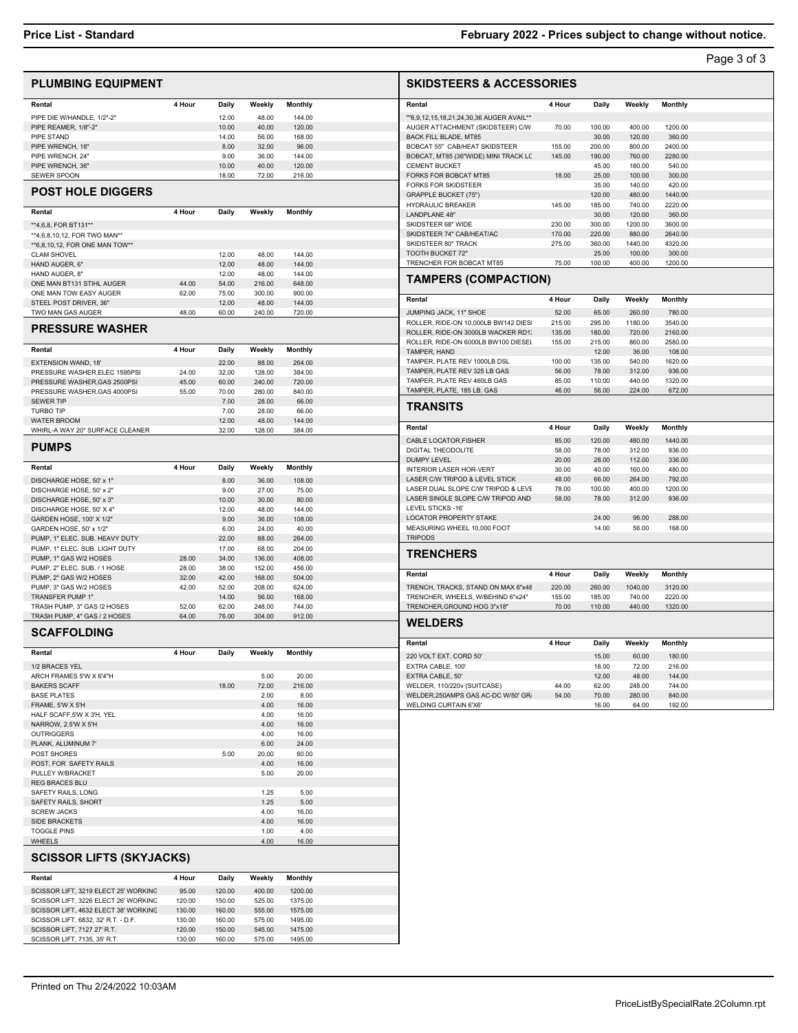**Price List - Standard** | **February 2022 - Prices subject to change without notice.**

## PLUMBING EQUIPMENT

| Rental | 4 Hour | Daily | Weekly | Monthly |
|---|---|---|---|---|
| PIPE DIE W/HANDLE, 1/2"-2" | | 12.00 | 48.00 | 144.00 |
| PIPE REAMER, 1/8"-2" | | 10.00 | 40.00 | 120.00 |
| PIPE STAND | | 14.00 | 56.00 | 168.00 |
| PIPE WRENCH, 18" | | 8.00 | 32.00 | 96.00 |
| PIPE WRENCH, 24" | | 9.00 | 36.00 | 144.00 |
| PIPE WRENCH, 36" | | 10.00 | 40.00 | 120.00 |
| SEWER SPOON | | 18.00 | 72.00 | 216.00 |

## POST HOLE DIGGERS

| Rental | 4 Hour | Daily | Weekly | Monthly |
|---|---|---|---|---|
| **4,6,8, FOR BT131** | | | | |
| **4,6,8,10,12, FOR TWO MAN** | | | | |
| **6,8,10,12, FOR ONE MAN TOW** | | | | |
| CLAM SHOVEL | | 12.00 | 48.00 | 144.00 |
| HAND AUGER, 6" | | 12.00 | 48.00 | 144.00 |
| HAND AUGER, 8" | | 12.00 | 48.00 | 144.00 |
| ONE MAN BT131 STIHL AUGER | 44.00 | 54.00 | 216.00 | 648.00 |
| ONE MAN TOW EASY AUGER | 62.00 | 75.00 | 300.00 | 900.00 |
| STEEL POST DRIVER, 36" | | 12.00 | 48.00 | 144.00 |
| TWO MAN GAS AUGER | 48.00 | 60.00 | 240.00 | 720.00 |

## PRESSURE WASHER

| Rental | 4 Hour | Daily | Weekly | Monthly |
|---|---|---|---|---|
| EXTENSION WAND, 18' | | 22.00 | 88.00 | 264.00 |
| PRESSURE WASHER,ELEC 1595PSI | 24.00 | 32.00 | 128.00 | 384.00 |
| PRESSURE WASHER,GAS 2500PSI | 45.00 | 60.00 | 240.00 | 720.00 |
| PRESSURE WASHER,GAS 4000PSI | 55.00 | 70.00 | 280.00 | 840.00 |
| SEWER TIP | | 7.00 | 28.00 | 66.00 |
| TURBO TIP | | 7.00 | 28.00 | 66.00 |
| WATER BROOM | | 12.00 | 48.00 | 144.00 |
| WHIRL-A WAY 20" SURFACE CLEANER | | 32.00 | 128.00 | 384.00 |

## PUMPS

| Rental | 4 Hour | Daily | Weekly | Monthly |
|---|---|---|---|---|
| DISCHARGE HOSE, 50' x 1" | | 8.00 | 36.00 | 108.00 |
| DISCHARGE HOSE, 50' x 2" | | 9.00 | 27.00 | 75.00 |
| DISCHARGE HOSE, 50' x 3" | | 10.00 | 30.00 | 80.00 |
| DISCHARGE HOSE, 50' X 4" | | 12.00 | 48.00 | 144.00 |
| GARDEN HOSE, 100' X 1/2" | | 9.00 | 36.00 | 108.00 |
| GARDEN HOSE, 50' x 1/2" | | 6.00 | 24.00 | 40.00 |
| PUMP, 1" ELEC. SUB. HEAVY DUTY | | 22.00 | 88.00 | 264.00 |
| PUMP, 1" ELEC. SUB. LIGHT DUTY | | 17.00 | 68.00 | 204.00 |
| PUMP, 1" GAS W/2 HOSES | 28.00 | 34.00 | 136.00 | 408.00 |
| PUMP, 2" ELEC. SUB. / 1 HOSE | 28.00 | 38.00 | 152.00 | 456.00 |
| PUMP, 2" GAS W/2 HOSES | 32.00 | 42.00 | 168.00 | 504.00 |
| PUMP, 3" GAS W/2 HOSES | 42.00 | 52.00 | 208.00 | 624.00 |
| TRANSFER PUMP 1" | | 14.00 | 56.00 | 168.00 |
| TRASH PUMP, 3" GAS /2 HOSES | 52.00 | 62.00 | 248.00 | 744.00 |
| TRASH PUMP, 4" GAS / 2 HOSES | 64.00 | 76.00 | 304.00 | 912.00 |

## SCAFFOLDING

| Rental | 4 Hour | Daily | Weekly | Monthly |
|---|---|---|---|---|
| 1/2 BRACES YEL | | | | |
| ARCH FRAMES 5'W X 6'4"H | | | 5.00 | 20.00 |
| BAKERS SCAFF | | 18.00 | 72.00 | 216.00 |
| BASE PLATES | | | 2.00 | 8.00 |
| FRAME, 5'W X 5'H | | | 4.00 | 16.00 |
| HALF SCAFF,5'W X 3'H, YEL | | | 4.00 | 16.00 |
| NARROW, 2.5'W X 5'H | | | 4.00 | 16.00 |
| OUTRIGGERS | | | 4.00 | 16.00 |
| PLANK, ALUMINUM 7' | | | 6.00 | 24.00 |
| POST SHORES | | 5.00 | 20.00 | 60.00 |
| POST, FOR SAFETY RAILS | | | 4.00 | 16.00 |
| PULLEY W/BRACKET | | | 5.00 | 20.00 |
| REG BRACES BLU | | | | |
| SAFETY RAILS, LONG | | | 1.25 | 5.00 |
| SAFETY RAILS, SHORT | | | 1.25 | 5.00 |
| SCREW JACKS | | | 4.00 | 16.00 |
| SIDE BRACKETS | | | 4.00 | 16.00 |
| TOGGLE PINS | | | 1.00 | 4.00 |
| WHEELS | | | 4.00 | 16.00 |

## SCISSOR LIFTS (SKYJACKS)

| Rental | 4 Hour | Daily | Weekly | Monthly |
|---|---|---|---|---|
| SCISSOR LIFT, 3219 ELECT 25' WORKING | 95.00 | 120.00 | 400.00 | 1200.00 |
| SCISSOR LIFT, 3226 ELECT 26' WORKING | 120.00 | 150.00 | 525.00 | 1375.00 |
| SCISSOR LIFT, 4632 ELECT 38' WORKING | 130.00 | 160.00 | 555.00 | 1575.00 |
| SCISSOR LIFT, 6832, 32' R.T. - D.F. | 130.00 | 160.00 | 575.00 | 1495.00 |
| SCISSOR LIFT, 7127 27' R.T. | 120.00 | 150.00 | 545.00 | 1475.00 |
| SCISSOR LIFT, 7135, 35' R.T. | 130.00 | 160.00 | 575.00 | 1495.00 |

## SKIDSTEERS & ACCESSORIES

| Rental | 4 Hour | Daily | Weekly | Monthly |
|---|---|---|---|---|
| **6,9,12,15,18,21,24,30,36 AUGER AVAIL** | | | | |
| AUGER ATTACHMENT (SKIDSTEER) C/W | 70.00 | 100.00 | 400.00 | 1200.00 |
| BACK FILL BLADE, MT85 | | 30.00 | 120.00 | 360.00 |
| BOBCAT 55" CAB/HEAT SKIDSTEER | 155.00 | 200.00 | 800.00 | 2400.00 |
| BOBCAT, MT85 (36"WIDE) MINI TRACK LC | 145.00 | 190.00 | 760.00 | 2280.00 |
| CEMENT BUCKET | | 45.00 | 180.00 | 540.00 |
| FORKS FOR BOBCAT MT85 | 18.00 | 25.00 | 100.00 | 300.00 |
| FORKS FOR SKIDSTEER | | 35.00 | 140.00 | 420.00 |
| GRAPPLE BUCKET (75") | | 120.00 | 480.00 | 1440.00 |
| HYDRAULIC BREAKER | 145.00 | 185.00 | 740.00 | 2220.00 |
| LANDPLANE 48" | | 30.00 | 120.00 | 360.00 |
| SKIDSTEER 68" WIDE | 230.00 | 300.00 | 1200.00 | 3600.00 |
| SKIDSTEER 74" CAB/HEAT/AC | 170.00 | 220.00 | 880.00 | 2640.00 |
| SKIDSTEER 80" TRACK | 275.00 | 360.00 | 1440.00 | 4320.00 |
| TOOTH BUCKET 72" | | 25.00 | 100.00 | 300.00 |
| TRENCHER FOR BOBCAT MT85 | 75.00 | 100.00 | 400.00 | 1200.00 |

## TAMPERS (COMPACTION)

| Rental | 4 Hour | Daily | Weekly | Monthly |
|---|---|---|---|---|
| JUMPING JACK, 11" SHOE | 52.00 | 65.00 | 260.00 | 780.00 |
| ROLLER, RIDE-ON 10,000LB BW142 DIESI | 215.00 | 295.00 | 1180.00 | 3540.00 |
| ROLLER, RIDE-ON 3000LB WACKER RD1: | 135.00 | 180.00 | 720.00 | 2160.00 |
| ROLLER, RIDE-ON 6000LB BW100 DIESEL | 155.00 | 215.00 | 860.00 | 2580.00 |
| TAMPER, HAND | | 12.00 | 36.00 | 108.00 |
| TAMPER, PLATE REV 1000LB DSL | 100.00 | 135.00 | 540.00 | 1620.00 |
| TAMPER, PLATE REV 325 LB GAS | 56.00 | 78.00 | 312.00 | 936.00 |
| TAMPER, PLATE REV 460LB GAS | 85.00 | 110.00 | 440.00 | 1320.00 |
| TAMPER, PLATE, 185 LB. GAS | 46.00 | 56.00 | 224.00 | 672.00 |

## TRANSITS

| Rental | 4 Hour | Daily | Weekly | Monthly |
|---|---|---|---|---|
| CABLE LOCATOR,FISHER | 85.00 | 120.00 | 480.00 | 1440.00 |
| DIGITAL THEODOLITE | 58.00 | 78.00 | 312.00 | 936.00 |
| DUMPY LEVEL | 20.00 | 28.00 | 112.00 | 336.00 |
| INTERIOR LASER HOR-VERT | 30.00 | 40.00 | 160.00 | 480.00 |
| LASER C/W TRIPOD & LEVEL STICK | 48.00 | 66.00 | 264.00 | 792.00 |
| LASER DUAL SLOPE C/W TRIPOD & LEVE | 78.00 | 100.00 | 400.00 | 1200.00 |
| LASER SINGLE SLOPE C/W TRIPOD AND | 58.00 | 78.00 | 312.00 | 936.00 |
| LEVEL STICKS -16' | | | | |
| LOCATOR PROPERTY STAKE | | 24.00 | 96.00 | 288.00 |
| MEASURING WHEEL 10,000 FOOT | | 14.00 | 56.00 | 168.00 |
| TRIPODS | | | | |

## TRENCHERS

| Rental | 4 Hour | Daily | Weekly | Monthly |
|---|---|---|---|---|
| TRENCH, TRACKS, STAND ON MAX 6"x48 | 220.00 | 260.00 | 1040.00 | 3120.00 |
| TRENCHER, WHEELS, W/BEHIND 6"x24" | 155.00 | 185.00 | 740.00 | 2220.00 |
| TRENCHER,GROUND HOG 3"x18" | 70.00 | 110.00 | 440.00 | 1320.00 |

## WELDERS

| Rental | 4 Hour | Daily | Weekly | Monthly |
|---|---|---|---|---|
| 220 VOLT EXT. CORD 50' | | 15.00 | 60.00 | 180.00 |
| EXTRA CABLE, 100' | | 18.00 | 72.00 | 216.00 |
| EXTRA CABLE, 50' | | 12.00 | 48.00 | 144.00 |
| WELDER, 110/220v (SUITCASE) | 44.00 | 62.00 | 248.00 | 744.00 |
| WELDER,250AMPS GAS AC-DC W/50' GR | 54.00 | 70.00 | 280.00 | 840.00 |
| WELDING CURTAIN 6'X6' | | 16.00 | 64.00 | 192.00 |

Printed on Thu 2/24/2022 10:03AM

PriceListBySpecialRate.2Column.rpt